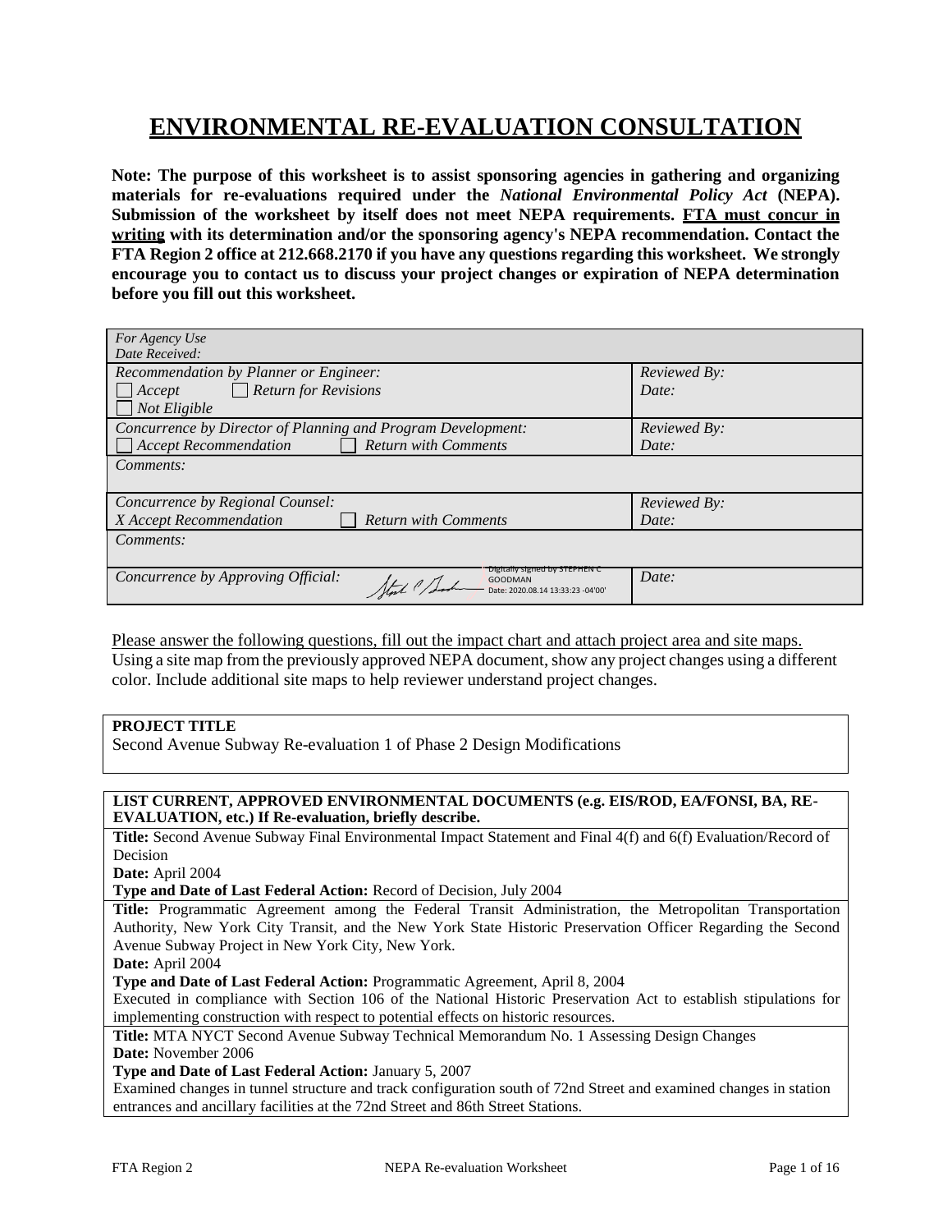# ENVIRONMENTAL RE-EVALUATION CONSULTATION

**Note: The purpose of this worksheet is to assist sponsoring agencies in gathering and organizing materials for re-evaluations required under the *National Environmental Policy Act* (NEPA). Submission of the worksheet by itself does not meet NEPA requirements. <u>FTA must concur in writing</u> with its determination and/or the sponsoring agency's NEPA recommendation. Contact the FTA Region 2 office at 212.668.2170 if you have any questions regarding this worksheet. We strongly encourage you to contact us to discuss your project changes or expiration of NEPA determination before you fill out this worksheet.**

| *For Agency Use*<br>*Date Received:* | |
|---|---|
| *Recommendation by Planner or Engineer:*<br>☐ *Accept* ☐ *Return for Revisions*<br>☐ *Not Eligible* | *Reviewed By:*<br>*Date:* |
| *Concurrence by Director of Planning and Program Development:*<br>☐ *Accept Recommendation* ☐ *Return with Comments* | *Reviewed By:*<br>*Date:* |
| *Comments:* | |
| *Concurrence by Regional Counsel:*<br>*X Accept Recommendation* ☐ *Return with Comments* | *Reviewed By:*<br>*Date:* |
| *Comments:* | |
| *Concurrence by Approving Official:* Digitally signed by STEPHEN C GOODMAN Date: 2020.08.14 13:33:23 -04'00' | *Date:* |

<u>Please answer the following questions, fill out the impact chart and attach project area and site maps.</u> Using a site map from the previously approved NEPA document, show any project changes using a different color. Include additional site maps to help reviewer understand project changes.

**PROJECT TITLE**

Second Avenue Subway Re-evaluation 1 of Phase 2 Design Modifications

**LIST CURRENT, APPROVED ENVIRONMENTAL DOCUMENTS (e.g. EIS/ROD, EA/FONSI, BA, RE-EVALUATION, etc.) If Re-evaluation, briefly describe.**

**Title:** Second Avenue Subway Final Environmental Impact Statement and Final 4(f) and 6(f) Evaluation/Record of Decision

**Date:** April 2004

**Type and Date of Last Federal Action:** Record of Decision, July 2004

**Title:** Programmatic Agreement among the Federal Transit Administration, the Metropolitan Transportation Authority, New York City Transit, and the New York State Historic Preservation Officer Regarding the Second Avenue Subway Project in New York City, New York.

**Date:** April 2004

**Type and Date of Last Federal Action:** Programmatic Agreement, April 8, 2004

Executed in compliance with Section 106 of the National Historic Preservation Act to establish stipulations for implementing construction with respect to potential effects on historic resources.

**Title:** MTA NYCT Second Avenue Subway Technical Memorandum No. 1 Assessing Design Changes

**Date:** November 2006

**Type and Date of Last Federal Action:** January 5, 2007

Examined changes in tunnel structure and track configuration south of 72nd Street and examined changes in station entrances and ancillary facilities at the 72nd Street and 86th Street Stations.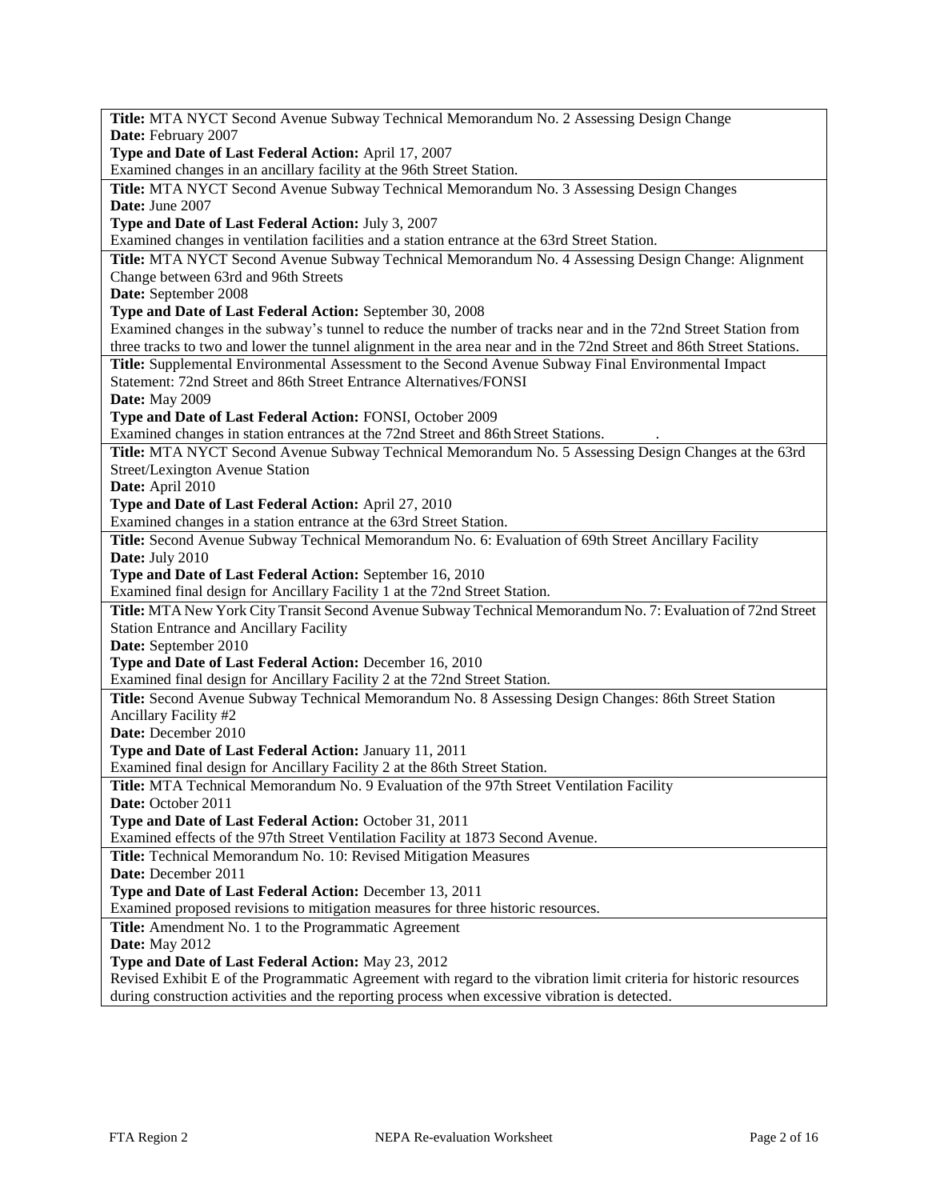**Title:** MTA NYCT Second Avenue Subway Technical Memorandum No. 2 Assessing Design Change
**Date:** February 2007
**Type and Date of Last Federal Action:** April 17, 2007
Examined changes in an ancillary facility at the 96th Street Station.

---

**Title:** MTA NYCT Second Avenue Subway Technical Memorandum No. 3 Assessing Design Changes
**Date:** June 2007
**Type and Date of Last Federal Action:** July 3, 2007
Examined changes in ventilation facilities and a station entrance at the 63rd Street Station.

---

**Title:** MTA NYCT Second Avenue Subway Technical Memorandum No. 4 Assessing Design Change: Alignment Change between 63rd and 96th Streets
**Date:** September 2008
**Type and Date of Last Federal Action:** September 30, 2008
Examined changes in the subway's tunnel to reduce the number of tracks near and in the 72nd Street Station from three tracks to two and lower the tunnel alignment in the area near and in the 72nd Street and 86th Street Stations.

---

**Title:** Supplemental Environmental Assessment to the Second Avenue Subway Final Environmental Impact Statement: 72nd Street and 86th Street Entrance Alternatives/FONSI
**Date:** May 2009
**Type and Date of Last Federal Action:** FONSI, October 2009
Examined changes in station entrances at the 72nd Street and 86th Street Stations.

---

**Title:** MTA NYCT Second Avenue Subway Technical Memorandum No. 5 Assessing Design Changes at the 63rd Street/Lexington Avenue Station
**Date:** April 2010
**Type and Date of Last Federal Action:** April 27, 2010
Examined changes in a station entrance at the 63rd Street Station.

---

**Title:** Second Avenue Subway Technical Memorandum No. 6: Evaluation of 69th Street Ancillary Facility
**Date:** July 2010
**Type and Date of Last Federal Action:** September 16, 2010
Examined final design for Ancillary Facility 1 at the 72nd Street Station.

---

**Title:** MTA New York City Transit Second Avenue Subway Technical Memorandum No. 7: Evaluation of 72nd Street Station Entrance and Ancillary Facility
**Date:** September 2010
**Type and Date of Last Federal Action:** December 16, 2010
Examined final design for Ancillary Facility 2 at the 72nd Street Station.

---

**Title:** Second Avenue Subway Technical Memorandum No. 8 Assessing Design Changes: 86th Street Station Ancillary Facility #2
**Date:** December 2010
**Type and Date of Last Federal Action:** January 11, 2011
Examined final design for Ancillary Facility 2 at the 86th Street Station.

---

**Title:** MTA Technical Memorandum No. 9 Evaluation of the 97th Street Ventilation Facility
**Date:** October 2011
**Type and Date of Last Federal Action:** October 31, 2011
Examined effects of the 97th Street Ventilation Facility at 1873 Second Avenue.

---

**Title:** Technical Memorandum No. 10: Revised Mitigation Measures
**Date:** December 2011
**Type and Date of Last Federal Action:** December 13, 2011
Examined proposed revisions to mitigation measures for three historic resources.

---

**Title:** Amendment No. 1 to the Programmatic Agreement
**Date:** May 2012
**Type and Date of Last Federal Action:** May 23, 2012
Revised Exhibit E of the Programmatic Agreement with regard to the vibration limit criteria for historic resources during construction activities and the reporting process when excessive vibration is detected.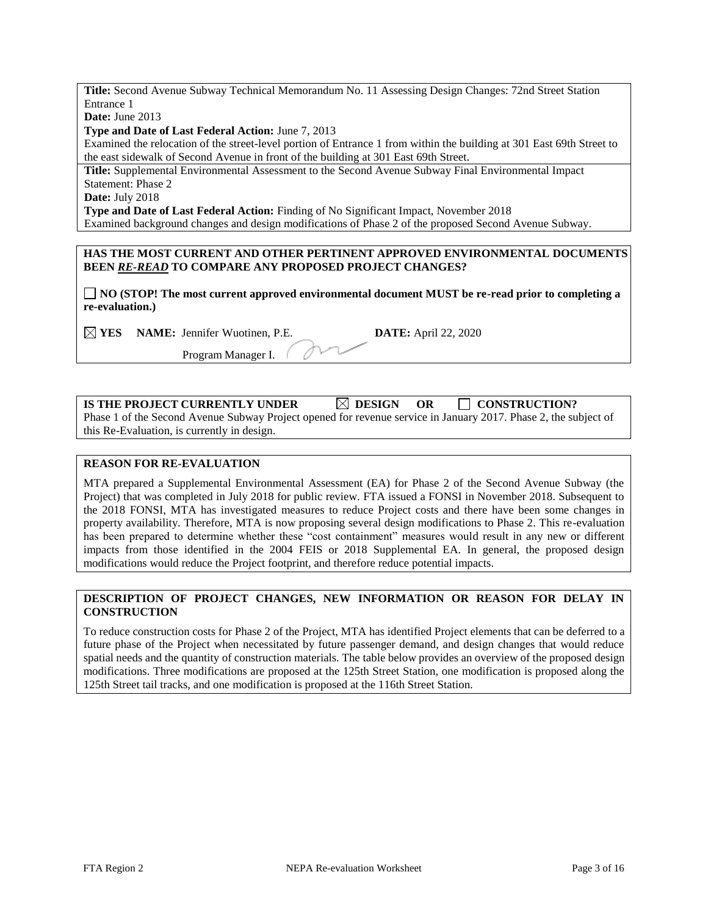**Title:** Second Avenue Subway Technical Memorandum No. 11 Assessing Design Changes: 72nd Street Station Entrance 1

**Date:** June 2013

**Type and Date of Last Federal Action:** June 7, 2013

Examined the relocation of the street-level portion of Entrance 1 from within the building at 301 East 69th Street to the east sidewalk of Second Avenue in front of the building at 301 East 69th Street.

**Title:** Supplemental Environmental Assessment to the Second Avenue Subway Final Environmental Impact Statement: Phase 2

**Date:** July 2018

**Type and Date of Last Federal Action:** Finding of No Significant Impact, November 2018

Examined background changes and design modifications of Phase 2 of the proposed Second Avenue Subway.

**HAS THE MOST CURRENT AND OTHER PERTINENT APPROVED ENVIRONMENTAL DOCUMENTS BEEN *RE-READ* TO COMPARE ANY PROPOSED PROJECT CHANGES?**

☐ **NO (STOP! The most current approved environmental document MUST be re-read prior to completing a re-evaluation.)**

☒ **YES** **NAME:** Jennifer Wuotinen, P.E. Program Manager I. **DATE:** April 22, 2020

**IS THE PROJECT CURRENTLY UNDER** ☒ **DESIGN OR** ☐ **CONSTRUCTION?**

Phase 1 of the Second Avenue Subway Project opened for revenue service in January 2017. Phase 2, the subject of this Re-Evaluation, is currently in design.

**REASON FOR RE-EVALUATION**

MTA prepared a Supplemental Environmental Assessment (EA) for Phase 2 of the Second Avenue Subway (the Project) that was completed in July 2018 for public review. FTA issued a FONSI in November 2018. Subsequent to the 2018 FONSI, MTA has investigated measures to reduce Project costs and there have been some changes in property availability. Therefore, MTA is now proposing several design modifications to Phase 2. This re-evaluation has been prepared to determine whether these "cost containment" measures would result in any new or different impacts from those identified in the 2004 FEIS or 2018 Supplemental EA. In general, the proposed design modifications would reduce the Project footprint, and therefore reduce potential impacts.

**DESCRIPTION OF PROJECT CHANGES, NEW INFORMATION OR REASON FOR DELAY IN CONSTRUCTION**

To reduce construction costs for Phase 2 of the Project, MTA has identified Project elements that can be deferred to a future phase of the Project when necessitated by future passenger demand, and design changes that would reduce spatial needs and the quantity of construction materials. The table below provides an overview of the proposed design modifications. Three modifications are proposed at the 125th Street Station, one modification is proposed along the 125th Street tail tracks, and one modification is proposed at the 116th Street Station.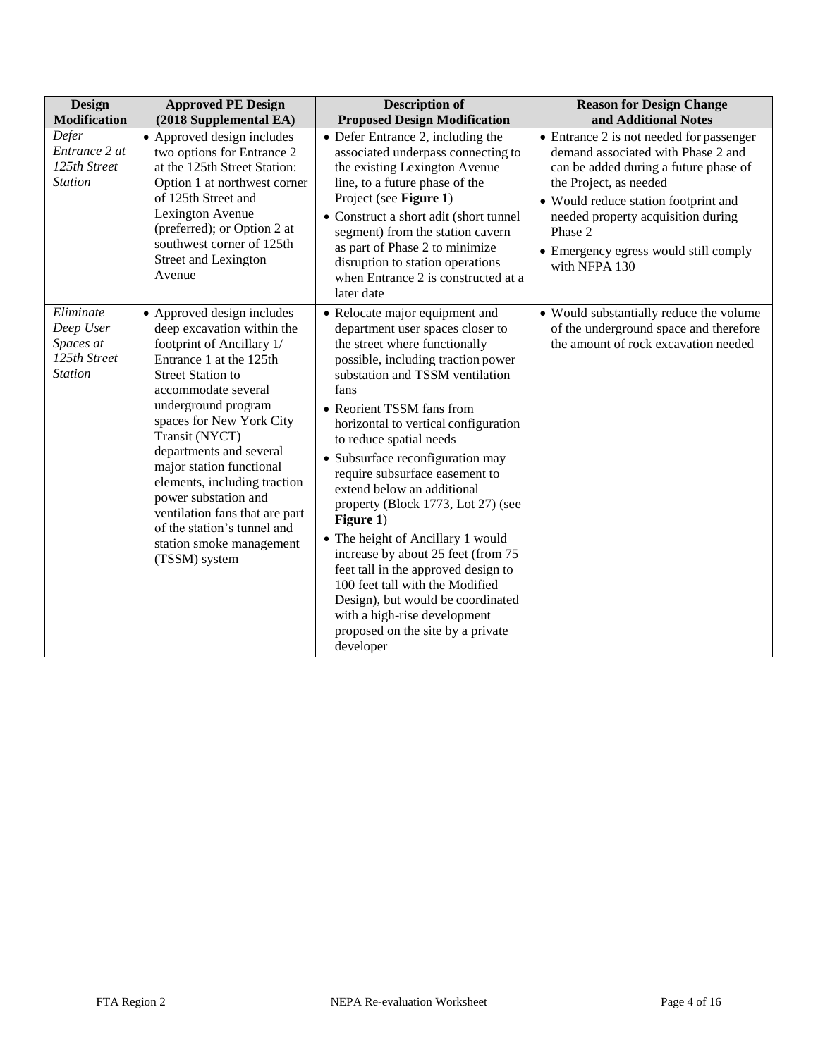| Design Modification | Approved PE Design (2018 Supplemental EA) | Description of Proposed Design Modification | Reason for Design Change and Additional Notes |
|---|---|---|---|
| *Defer Entrance 2 at 125th Street Station* | • Approved design includes two options for Entrance 2 at the 125th Street Station: Option 1 at northwest corner of 125th Street and Lexington Avenue (preferred); or Option 2 at southwest corner of 125th Street and Lexington Avenue | • Defer Entrance 2, including the associated underpass connecting to the existing Lexington Avenue line, to a future phase of the Project (see **Figure 1**)<br>• Construct a short adit (short tunnel segment) from the station cavern as part of Phase 2 to minimize disruption to station operations when Entrance 2 is constructed at a later date | • Entrance 2 is not needed for passenger demand associated with Phase 2 and can be added during a future phase of the Project, as needed<br>• Would reduce station footprint and needed property acquisition during Phase 2<br>• Emergency egress would still comply with NFPA 130 |
| *Eliminate Deep User Spaces at 125th Street Station* | • Approved design includes deep excavation within the footprint of Ancillary 1/ Entrance 1 at the 125th Street Station to accommodate several underground program spaces for New York City Transit (NYCT) departments and several major station functional elements, including traction power substation and ventilation fans that are part of the station's tunnel and station smoke management (TSSM) system | • Relocate major equipment and department user spaces closer to the street where functionally possible, including traction power substation and TSSM ventilation fans<br>• Reorient TSSM fans from horizontal to vertical configuration to reduce spatial needs<br>• Subsurface reconfiguration may require subsurface easement to extend below an additional property (Block 1773, Lot 27) (see **Figure 1**)<br>• The height of Ancillary 1 would increase by about 25 feet (from 75 feet tall in the approved design to 100 feet tall with the Modified Design), but would be coordinated with a high-rise development proposed on the site by a private developer | • Would substantially reduce the volume of the underground space and therefore the amount of rock excavation needed |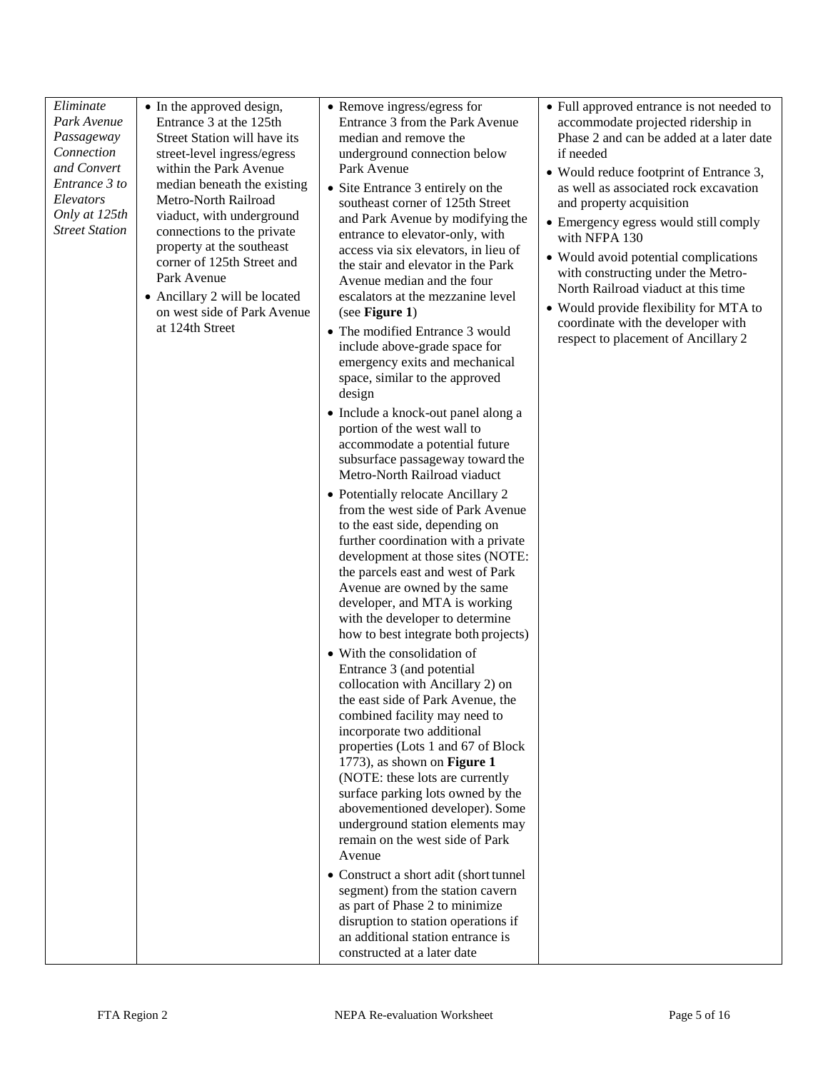| *Eliminate Park Avenue Passageway Connection and Convert Entrance 3 to Elevators Only at 125th Street Station* | • In the approved design, Entrance 3 at the 125th Street Station will have its street-level ingress/egress within the Park Avenue median beneath the existing Metro-North Railroad viaduct, with underground connections to the private property at the southeast corner of 125th Street and Park Avenue<br>• Ancillary 2 will be located on west side of Park Avenue at 124th Street | • Remove ingress/egress for Entrance 3 from the Park Avenue median and remove the underground connection below Park Avenue<br>• Site Entrance 3 entirely on the southeast corner of 125th Street and Park Avenue by modifying the entrance to elevator-only, with access via six elevators, in lieu of the stair and elevator in the Park Avenue median and the four escalators at the mezzanine level (see **Figure 1**)<br>• The modified Entrance 3 would include above-grade space for emergency exits and mechanical space, similar to the approved design<br>• Include a knock-out panel along a portion of the west wall to accommodate a potential future subsurface passageway toward the Metro-North Railroad viaduct<br>• Potentially relocate Ancillary 2 from the west side of Park Avenue to the east side, depending on further coordination with a private development at those sites (NOTE: the parcels east and west of Park Avenue are owned by the same developer, and MTA is working with the developer to determine how to best integrate both projects)<br>• With the consolidation of Entrance 3 (and potential collocation with Ancillary 2) on the east side of Park Avenue, the combined facility may need to incorporate two additional properties (Lots 1 and 67 of Block 1773), as shown on **Figure 1** (NOTE: these lots are currently surface parking lots owned by the abovementioned developer). Some underground station elements may remain on the west side of Park Avenue<br>• Construct a short adit (short tunnel segment) from the station cavern as part of Phase 2 to minimize disruption to station operations if an additional station entrance is constructed at a later date | • Full approved entrance is not needed to accommodate projected ridership in Phase 2 and can be added at a later date if needed<br>• Would reduce footprint of Entrance 3, as well as associated rock excavation and property acquisition<br>• Emergency egress would still comply with NFPA 130<br>• Would avoid potential complications with constructing under the Metro-North Railroad viaduct at this time<br>• Would provide flexibility for MTA to coordinate with the developer with respect to placement of Ancillary 2 |
|---|---|---|---|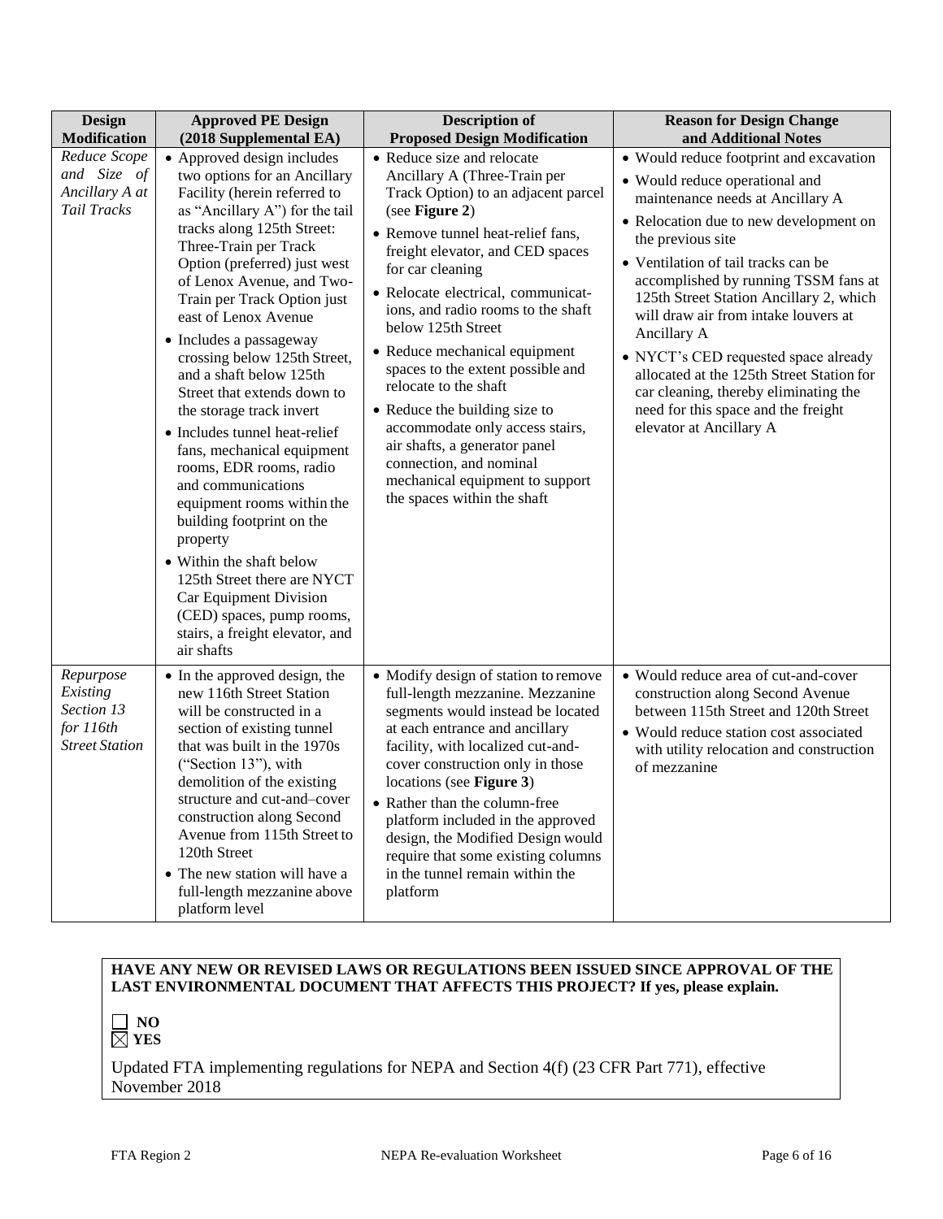| Design Modification | Approved PE Design (2018 Supplemental EA) | Description of Proposed Design Modification | Reason for Design Change and Additional Notes |
|---|---|---|---|
| *Reduce Scope and Size of Ancillary A at Tail Tracks* | • Approved design includes two options for an Ancillary Facility (herein referred to as "Ancillary A") for the tail tracks along 125th Street: Three-Train per Track Option (preferred) just west of Lenox Avenue, and Two-Train per Track Option just east of Lenox Avenue<br>• Includes a passageway crossing below 125th Street, and a shaft below 125th Street that extends down to the storage track invert<br>• Includes tunnel heat-relief fans, mechanical equipment rooms, EDR rooms, radio and communications equipment rooms within the building footprint on the property<br>• Within the shaft below 125th Street there are NYCT Car Equipment Division (CED) spaces, pump rooms, stairs, a freight elevator, and air shafts | • Reduce size and relocate Ancillary A (Three-Train per Track Option) to an adjacent parcel (see **Figure 2**)<br>• Remove tunnel heat-relief fans, freight elevator, and CED spaces for car cleaning<br>• Relocate electrical, communications, and radio rooms to the shaft below 125th Street<br>• Reduce mechanical equipment spaces to the extent possible and relocate to the shaft<br>• Reduce the building size to accommodate only access stairs, air shafts, a generator panel connection, and nominal mechanical equipment to support the spaces within the shaft | • Would reduce footprint and excavation<br>• Would reduce operational and maintenance needs at Ancillary A<br>• Relocation due to new development on the previous site<br>• Ventilation of tail tracks can be accomplished by running TSSM fans at 125th Street Station Ancillary 2, which will draw air from intake louvers at Ancillary A<br>• NYCT's CED requested space already allocated at the 125th Street Station for car cleaning, thereby eliminating the need for this space and the freight elevator at Ancillary A |
| *Repurpose Existing Section 13 for 116th Street Station* | • In the approved design, the new 116th Street Station will be constructed in a section of existing tunnel that was built in the 1970s ("Section 13"), with demolition of the existing structure and cut-and–cover construction along Second Avenue from 115th Street to 120th Street<br>• The new station will have a full-length mezzanine above platform level | • Modify design of station to remove full-length mezzanine. Mezzanine segments would instead be located at each entrance and ancillary facility, with localized cut-and-cover construction only in those locations (see **Figure 3**)<br>• Rather than the column-free platform included in the approved design, the Modified Design would require that some existing columns in the tunnel remain within the platform | • Would reduce area of cut-and-cover construction along Second Avenue between 115th Street and 120th Street<br>• Would reduce station cost associated with utility relocation and construction of mezzanine |

**HAVE ANY NEW OR REVISED LAWS OR REGULATIONS BEEN ISSUED SINCE APPROVAL OF THE LAST ENVIRONMENTAL DOCUMENT THAT AFFECTS THIS PROJECT? If yes, please explain.**

☐ **NO**
☒ **YES**

Updated FTA implementing regulations for NEPA and Section 4(f) (23 CFR Part 771), effective November 2018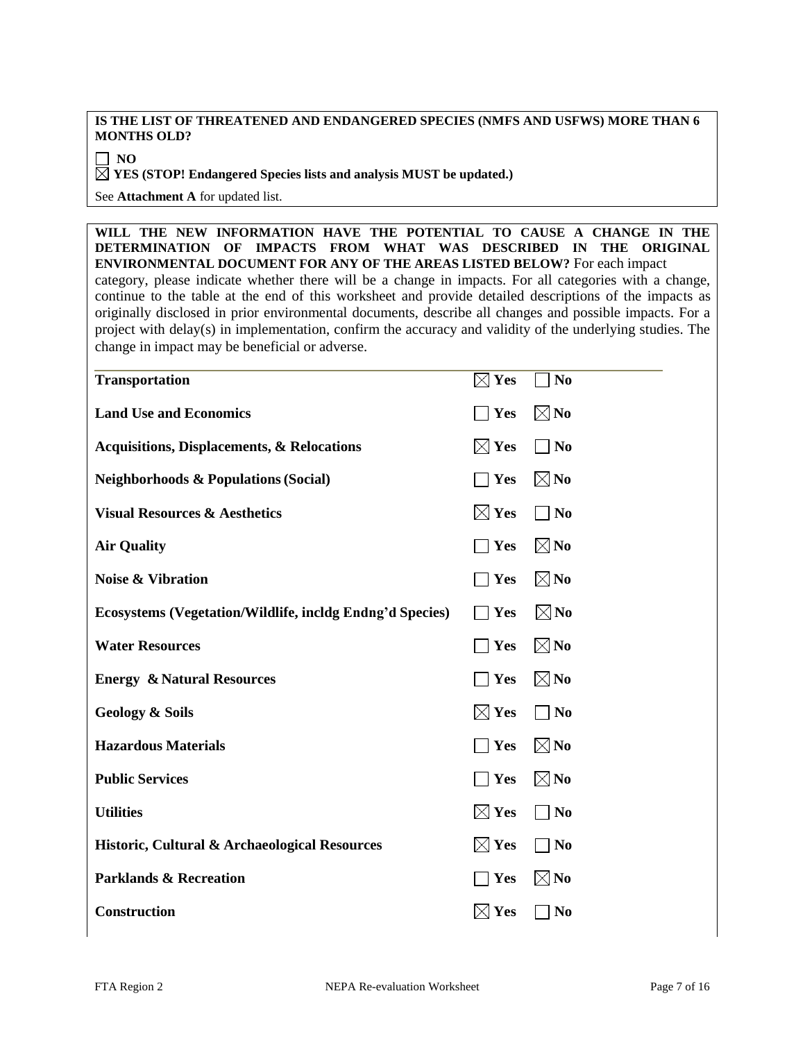**IS THE LIST OF THREATENED AND ENDANGERED SPECIES (NMFS AND USFWS) MORE THAN 6 MONTHS OLD?**

☐ **NO**

☒ **YES (STOP! Endangered Species lists and analysis MUST be updated.)**

See **Attachment A** for updated list.

**WILL THE NEW INFORMATION HAVE THE POTENTIAL TO CAUSE A CHANGE IN THE DETERMINATION OF IMPACTS FROM WHAT WAS DESCRIBED IN THE ORIGINAL ENVIRONMENTAL DOCUMENT FOR ANY OF THE AREAS LISTED BELOW?** For each impact category, please indicate whether there will be a change in impacts. For all categories with a change, continue to the table at the end of this worksheet and provide detailed descriptions of the impacts as originally disclosed in prior environmental documents, describe all changes and possible impacts. For a project with delay(s) in implementation, confirm the accuracy and validity of the underlying studies. The change in impact may be beneficial or adverse.

| Impact Category | Yes | No |
|---|---|---|
| **Transportation** | ☒ | ☐ |
| **Land Use and Economics** | ☐ | ☒ |
| **Acquisitions, Displacements, & Relocations** | ☒ | ☐ |
| **Neighborhoods & Populations (Social)** | ☐ | ☒ |
| **Visual Resources & Aesthetics** | ☒ | ☐ |
| **Air Quality** | ☐ | ☒ |
| **Noise & Vibration** | ☐ | ☒ |
| **Ecosystems (Vegetation/Wildlife, incldg Endng'd Species)** | ☐ | ☒ |
| **Water Resources** | ☐ | ☒ |
| **Energy & Natural Resources** | ☐ | ☒ |
| **Geology & Soils** | ☒ | ☐ |
| **Hazardous Materials** | ☐ | ☒ |
| **Public Services** | ☐ | ☒ |
| **Utilities** | ☒ | ☐ |
| **Historic, Cultural & Archaeological Resources** | ☒ | ☐ |
| **Parklands & Recreation** | ☐ | ☒ |
| **Construction** | ☒ | ☐ |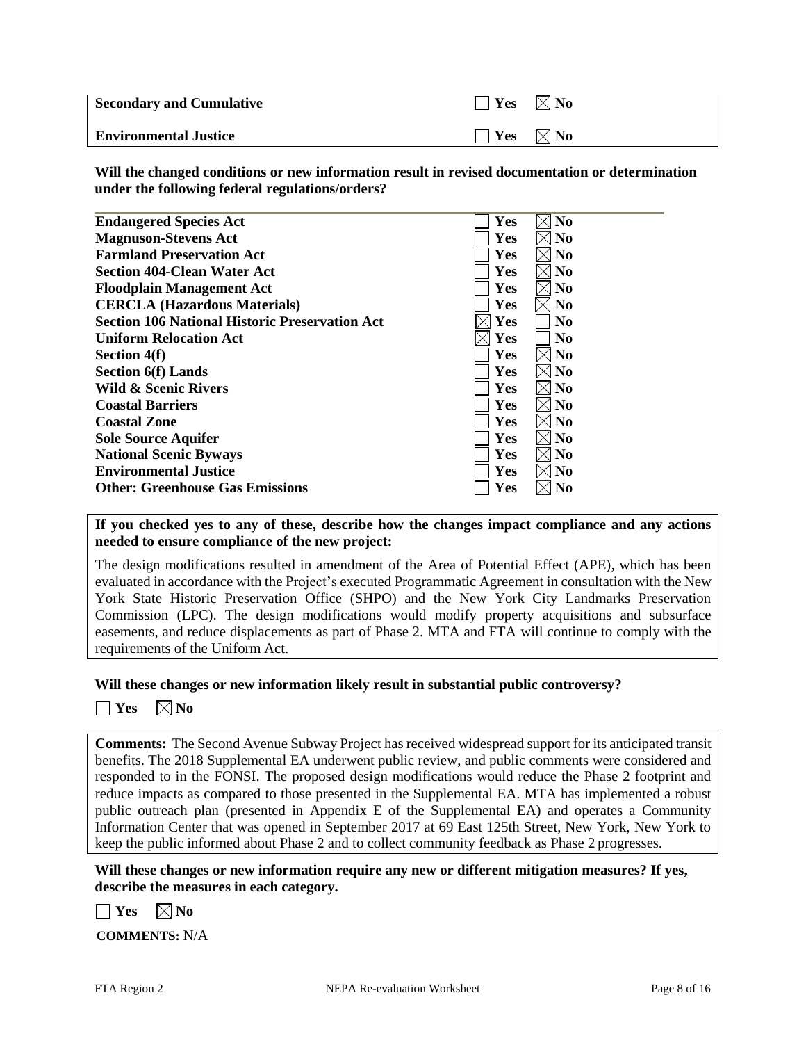| | Yes | No |
|---|---|---|
| **Secondary and Cumulative** | ☐ | ☒ |
| **Environmental Justice** | ☐ | ☒ |

**Will the changed conditions or new information result in revised documentation or determination under the following federal regulations/orders?**

| | Yes | No |
|---|---|---|
| **Endangered Species Act** | ☐ | ☒ |
| **Magnuson-Stevens Act** | ☐ | ☒ |
| **Farmland Preservation Act** | ☐ | ☒ |
| **Section 404-Clean Water Act** | ☐ | ☒ |
| **Floodplain Management Act** | ☐ | ☒ |
| **CERCLA (Hazardous Materials)** | ☐ | ☒ |
| **Section 106 National Historic Preservation Act** | ☒ | ☐ |
| **Uniform Relocation Act** | ☒ | ☐ |
| **Section 4(f)** | ☐ | ☒ |
| **Section 6(f) Lands** | ☐ | ☒ |
| **Wild & Scenic Rivers** | ☐ | ☒ |
| **Coastal Barriers** | ☐ | ☒ |
| **Coastal Zone** | ☐ | ☒ |
| **Sole Source Aquifer** | ☐ | ☒ |
| **National Scenic Byways** | ☐ | ☒ |
| **Environmental Justice** | ☐ | ☒ |
| **Other: Greenhouse Gas Emissions** | ☐ | ☒ |

**If you checked yes to any of these, describe how the changes impact compliance and any actions needed to ensure compliance of the new project:**

The design modifications resulted in amendment of the Area of Potential Effect (APE), which has been evaluated in accordance with the Project's executed Programmatic Agreement in consultation with the New York State Historic Preservation Office (SHPO) and the New York City Landmarks Preservation Commission (LPC). The design modifications would modify property acquisitions and subsurface easements, and reduce displacements as part of Phase 2. MTA and FTA will continue to comply with the requirements of the Uniform Act.

**Will these changes or new information likely result in substantial public controversy?**

☐ **Yes** ☒ **No**

**Comments:** The Second Avenue Subway Project has received widespread support for its anticipated transit benefits. The 2018 Supplemental EA underwent public review, and public comments were considered and responded to in the FONSI. The proposed design modifications would reduce the Phase 2 footprint and reduce impacts as compared to those presented in the Supplemental EA. MTA has implemented a robust public outreach plan (presented in Appendix E of the Supplemental EA) and operates a Community Information Center that was opened in September 2017 at 69 East 125th Street, New York, New York to keep the public informed about Phase 2 and to collect community feedback as Phase 2 progresses.

**Will these changes or new information require any new or different mitigation measures? If yes, describe the measures in each category.**

☐ **Yes** ☒ **No**

**COMMENTS:** N/A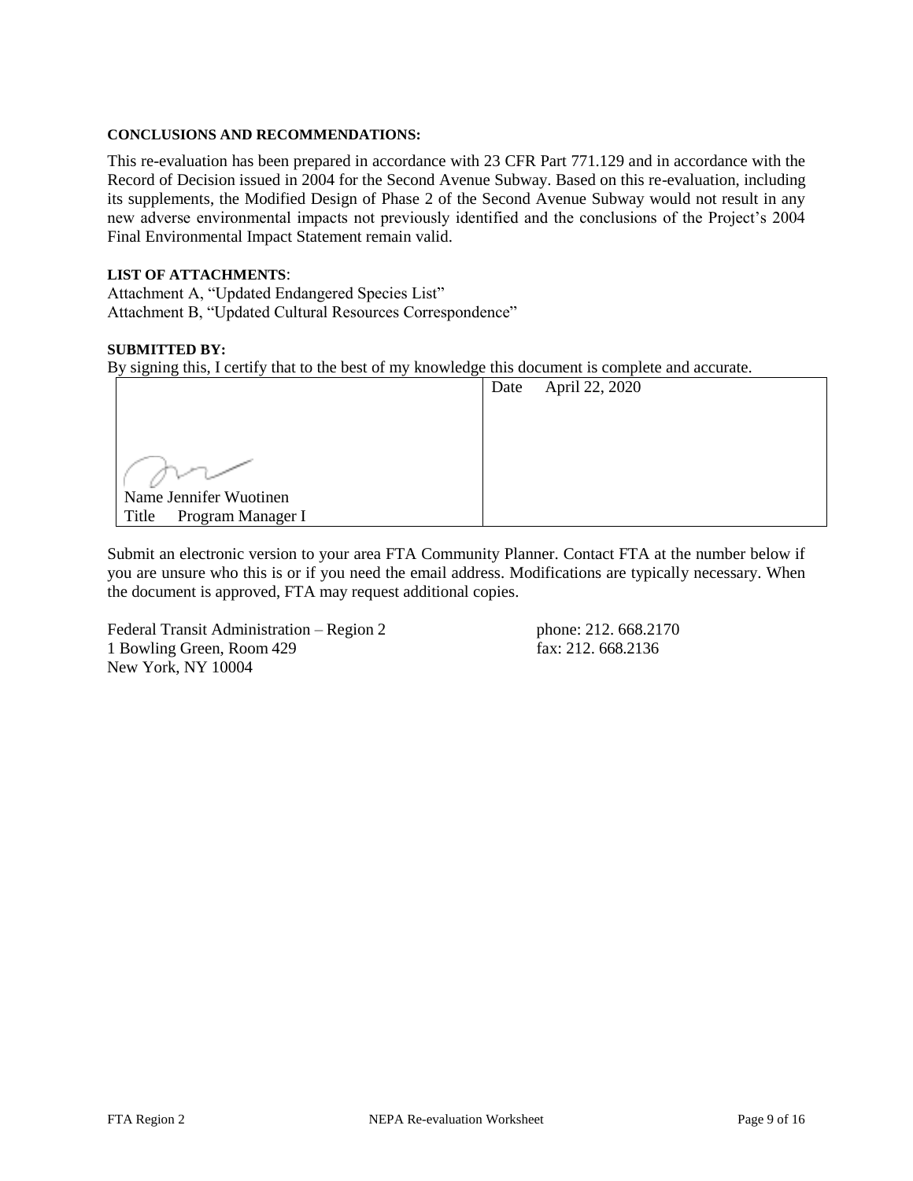**CONCLUSIONS AND RECOMMENDATIONS:**

This re-evaluation has been prepared in accordance with 23 CFR Part 771.129 and in accordance with the Record of Decision issued in 2004 for the Second Avenue Subway. Based on this re-evaluation, including its supplements, the Modified Design of Phase 2 of the Second Avenue Subway would not result in any new adverse environmental impacts not previously identified and the conclusions of the Project's 2004 Final Environmental Impact Statement remain valid.

**LIST OF ATTACHMENTS**:

Attachment A, "Updated Endangered Species List"
Attachment B, "Updated Cultural Resources Correspondence"

**SUBMITTED BY:**

By signing this, I certify that to the best of my knowledge this document is complete and accurate.

| | |
|---|---|
| Name Jennifer Wuotinen<br>Title Program Manager I | Date April 22, 2020 |

Submit an electronic version to your area FTA Community Planner. Contact FTA at the number below if you are unsure who this is or if you need the email address. Modifications are typically necessary. When the document is approved, FTA may request additional copies.

Federal Transit Administration – Region 2
1 Bowling Green, Room 429
New York, NY 10004

phone: 212. 668.2170
fax: 212. 668.2136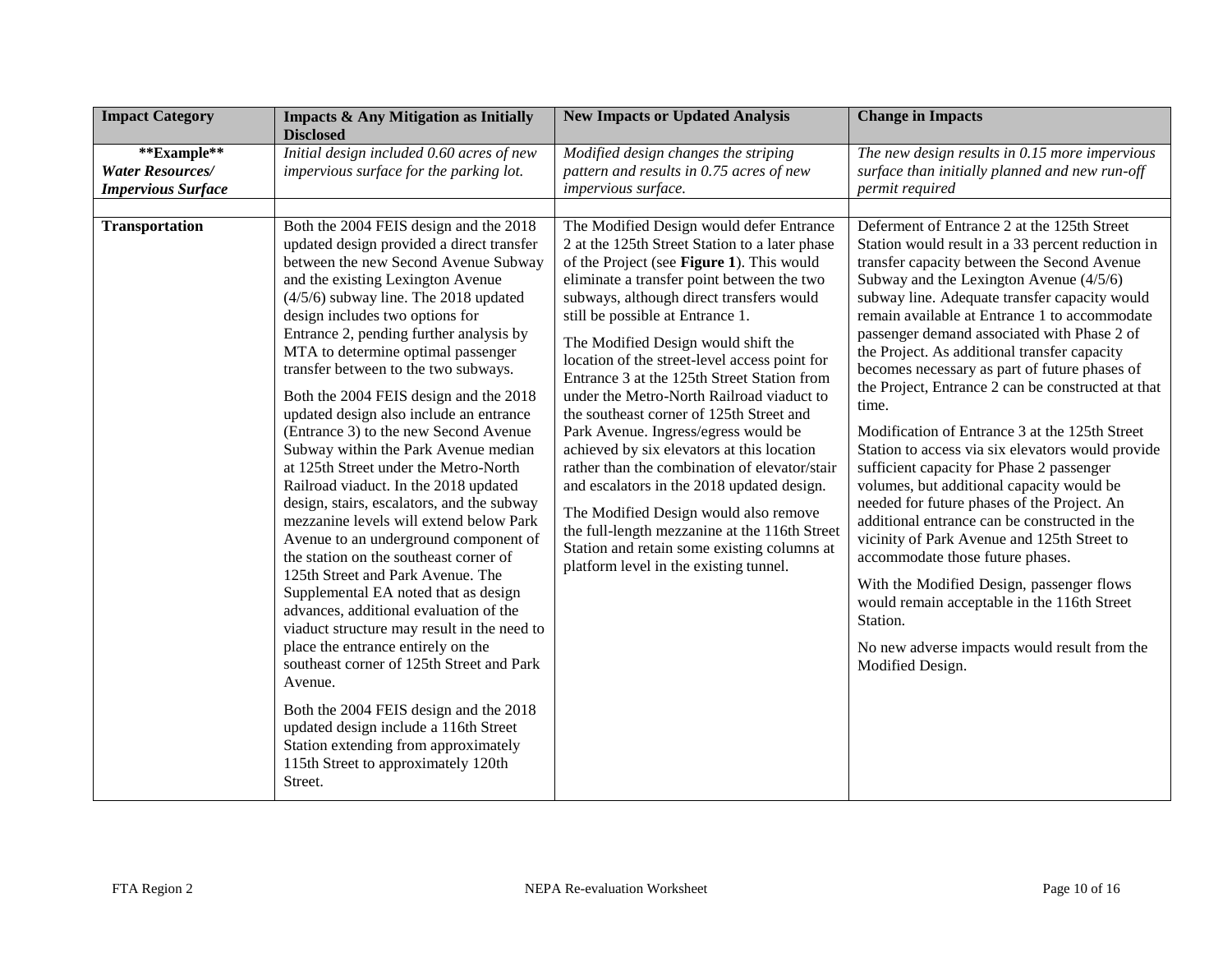| Impact Category | Impacts & Any Mitigation as Initially Disclosed | New Impacts or Updated Analysis | Change in Impacts |
| --- | --- | --- | --- |
| **Example** *Water Resources/ Impervious Surface* | *Initial design included 0.60 acres of new impervious surface for the parking lot.* | *Modified design changes the striping pattern and results in 0.75 acres of new impervious surface.* | *The new design results in 0.15 more impervious surface than initially planned and new run-off permit required* |
| | | | |
| **Transportation** | Both the 2004 FEIS design and the 2018 updated design provided a direct transfer between the new Second Avenue Subway and the existing Lexington Avenue (4/5/6) subway line. The 2018 updated design includes two options for Entrance 2, pending further analysis by MTA to determine optimal passenger transfer between to the two subways.<br><br>Both the 2004 FEIS design and the 2018 updated design also include an entrance (Entrance 3) to the new Second Avenue Subway within the Park Avenue median at 125th Street under the Metro-North Railroad viaduct. In the 2018 updated design, stairs, escalators, and the subway mezzanine levels will extend below Park Avenue to an underground component of the station on the southeast corner of 125th Street and Park Avenue. The Supplemental EA noted that as design advances, additional evaluation of the viaduct structure may result in the need to place the entrance entirely on the southeast corner of 125th Street and Park Avenue.<br><br>Both the 2004 FEIS design and the 2018 updated design include a 116th Street Station extending from approximately 115th Street to approximately 120th Street. | The Modified Design would defer Entrance 2 at the 125th Street Station to a later phase of the Project (see **Figure 1**). This would eliminate a transfer point between the two subways, although direct transfers would still be possible at Entrance 1.<br><br>The Modified Design would shift the location of the street-level access point for Entrance 3 at the 125th Street Station from under the Metro-North Railroad viaduct to the southeast corner of 125th Street and Park Avenue. Ingress/egress would be achieved by six elevators at this location rather than the combination of elevator/stair and escalators in the 2018 updated design.<br><br>The Modified Design would also remove the full-length mezzanine at the 116th Street Station and retain some existing columns at platform level in the existing tunnel. | Deferment of Entrance 2 at the 125th Street Station would result in a 33 percent reduction in transfer capacity between the Second Avenue Subway and the Lexington Avenue (4/5/6) subway line. Adequate transfer capacity would remain available at Entrance 1 to accommodate passenger demand associated with Phase 2 of the Project. As additional transfer capacity becomes necessary as part of future phases of the Project, Entrance 2 can be constructed at that time.<br><br>Modification of Entrance 3 at the 125th Street Station to access via six elevators would provide sufficient capacity for Phase 2 passenger volumes, but additional capacity would be needed for future phases of the Project. An additional entrance can be constructed in the vicinity of Park Avenue and 125th Street to accommodate those future phases.<br><br>With the Modified Design, passenger flows would remain acceptable in the 116th Street Station.<br><br>No new adverse impacts would result from the Modified Design. |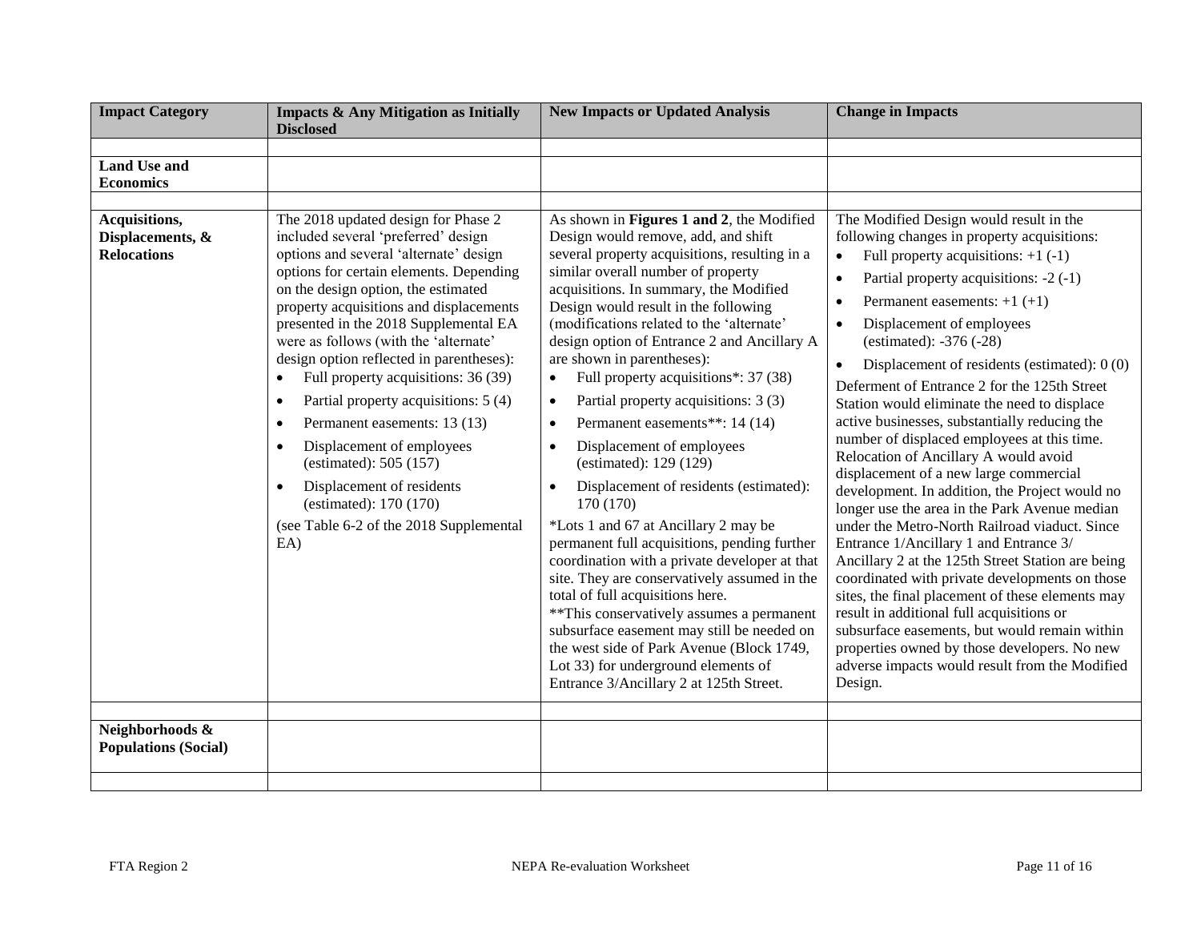| Impact Category | Impacts & Any Mitigation as Initially Disclosed | New Impacts or Updated Analysis | Change in Impacts |
|---|---|---|---|
| | | | |
| **Land Use and Economics** | | | |
| | | | |
| **Acquisitions, Displacements, & Relocations** | The 2018 updated design for Phase 2 included several 'preferred' design options and several 'alternate' design options for certain elements. Depending on the design option, the estimated property acquisitions and displacements presented in the 2018 Supplemental EA were as follows (with the 'alternate' design option reflected in parentheses):<br>• Full property acquisitions: 36 (39)<br>• Partial property acquisitions: 5 (4)<br>• Permanent easements: 13 (13)<br>• Displacement of employees (estimated): 505 (157)<br>• Displacement of residents (estimated): 170 (170)<br>(see Table 6-2 of the 2018 Supplemental EA) | As shown in **Figures 1 and 2**, the Modified Design would remove, add, and shift several property acquisitions, resulting in a similar overall number of property acquisitions. In summary, the Modified Design would result in the following (modifications related to the 'alternate' design option of Entrance 2 and Ancillary A are shown in parentheses):<br>• Full property acquisitions*: 37 (38)<br>• Partial property acquisitions: 3 (3)<br>• Permanent easements**: 14 (14)<br>• Displacement of employees (estimated): 129 (129)<br>• Displacement of residents (estimated): 170 (170)<br>*Lots 1 and 67 at Ancillary 2 may be permanent full acquisitions, pending further coordination with a private developer at that site. They are conservatively assumed in the total of full acquisitions here.<br>**This conservatively assumes a permanent subsurface easement may still be needed on the west side of Park Avenue (Block 1749, Lot 33) for underground elements of Entrance 3/Ancillary 2 at 125th Street. | The Modified Design would result in the following changes in property acquisitions:<br>• Full property acquisitions: +1 (-1)<br>• Partial property acquisitions: -2 (-1)<br>• Permanent easements: +1 (+1)<br>• Displacement of employees (estimated): -376 (-28)<br>• Displacement of residents (estimated): 0 (0)<br>Deferment of Entrance 2 for the 125th Street Station would eliminate the need to displace active businesses, substantially reducing the number of displaced employees at this time. Relocation of Ancillary A would avoid displacement of a new large commercial development. In addition, the Project would no longer use the area in the Park Avenue median under the Metro-North Railroad viaduct. Since Entrance 1/Ancillary 1 and Entrance 3/ Ancillary 2 at the 125th Street Station are being coordinated with private developments on those sites, the final placement of these elements may result in additional full acquisitions or subsurface easements, but would remain within properties owned by those developers. No new adverse impacts would result from the Modified Design. |
| | | | |
| **Neighborhoods & Populations (Social)** | | | |
| | | | |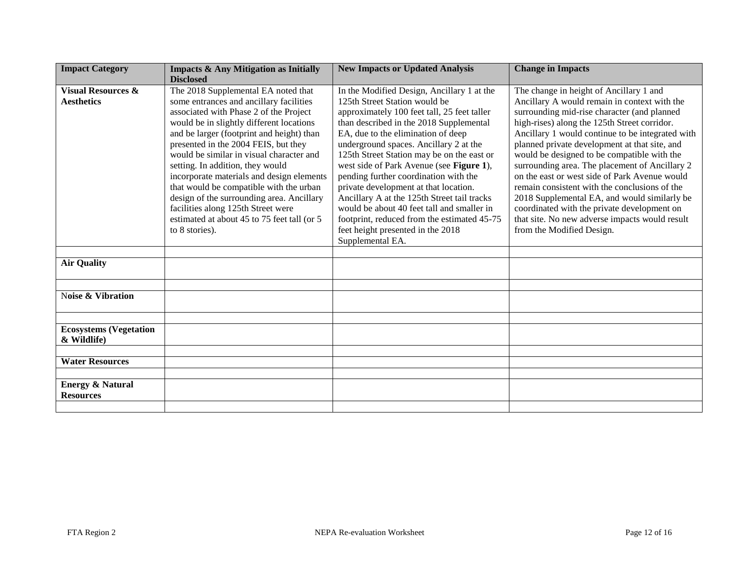| Impact Category | Impacts & Any Mitigation as Initially Disclosed | New Impacts or Updated Analysis | Change in Impacts |
|---|---|---|---|
| **Visual Resources & Aesthetics** | The 2018 Supplemental EA noted that some entrances and ancillary facilities associated with Phase 2 of the Project would be in slightly different locations and be larger (footprint and height) than presented in the 2004 FEIS, but they would be similar in visual character and setting. In addition, they would incorporate materials and design elements that would be compatible with the urban design of the surrounding area. Ancillary facilities along 125th Street were estimated at about 45 to 75 feet tall (or 5 to 8 stories). | In the Modified Design, Ancillary 1 at the 125th Street Station would be approximately 100 feet tall, 25 feet taller than described in the 2018 Supplemental EA, due to the elimination of deep underground spaces. Ancillary 2 at the 125th Street Station may be on the east or west side of Park Avenue (see **Figure 1**), pending further coordination with the private development at that location. Ancillary A at the 125th Street tail tracks would be about 40 feet tall and smaller in footprint, reduced from the estimated 45-75 feet height presented in the 2018 Supplemental EA. | The change in height of Ancillary 1 and Ancillary A would remain in context with the surrounding mid-rise character (and planned high-rises) along the 125th Street corridor. Ancillary 1 would continue to be integrated with planned private development at that site, and would be designed to be compatible with the surrounding area. The placement of Ancillary 2 on the east or west side of Park Avenue would remain consistent with the conclusions of the 2018 Supplemental EA, and would similarly be coordinated with the private development on that site. No new adverse impacts would result from the Modified Design. |
| | | | |
| **Air Quality** | | | |
| | | | |
| **Noise & Vibration** | | | |
| | | | |
| **Ecosystems (Vegetation & Wildlife)** | | | |
| | | | |
| **Water Resources** | | | |
| | | | |
| **Energy & Natural Resources** | | | |
| | | | |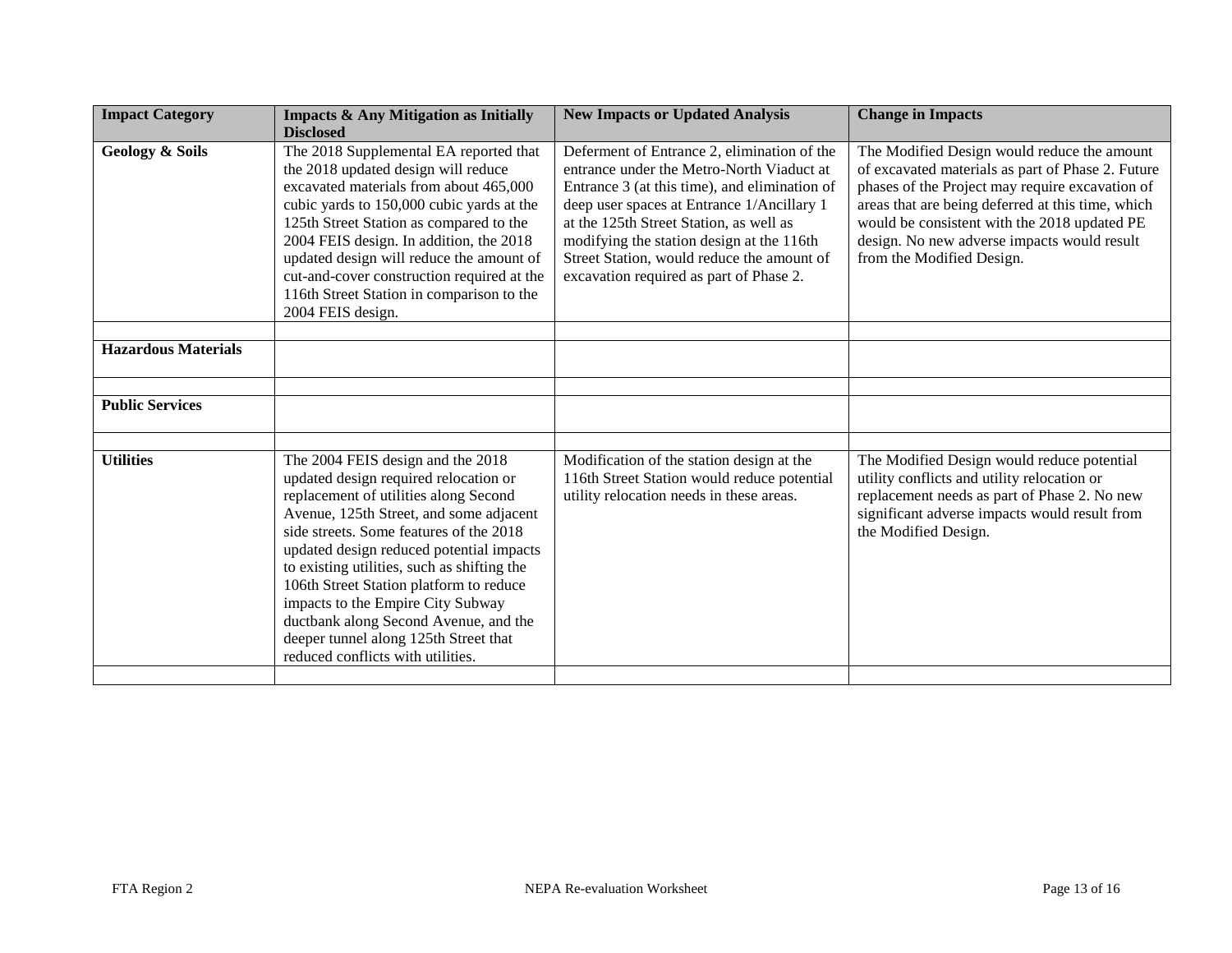| Impact Category | Impacts & Any Mitigation as Initially Disclosed | New Impacts or Updated Analysis | Change in Impacts |
|---|---|---|---|
| **Geology & Soils** | The 2018 Supplemental EA reported that the 2018 updated design will reduce excavated materials from about 465,000 cubic yards to 150,000 cubic yards at the 125th Street Station as compared to the 2004 FEIS design. In addition, the 2018 updated design will reduce the amount of cut-and-cover construction required at the 116th Street Station in comparison to the 2004 FEIS design. | Deferment of Entrance 2, elimination of the entrance under the Metro-North Viaduct at Entrance 3 (at this time), and elimination of deep user spaces at Entrance 1/Ancillary 1 at the 125th Street Station, as well as modifying the station design at the 116th Street Station, would reduce the amount of excavation required as part of Phase 2. | The Modified Design would reduce the amount of excavated materials as part of Phase 2. Future phases of the Project may require excavation of areas that are being deferred at this time, which would be consistent with the 2018 updated PE design. No new adverse impacts would result from the Modified Design. |
| | | | |
| **Hazardous Materials** | | | |
| | | | |
| **Public Services** | | | |
| | | | |
| **Utilities** | The 2004 FEIS design and the 2018 updated design required relocation or replacement of utilities along Second Avenue, 125th Street, and some adjacent side streets. Some features of the 2018 updated design reduced potential impacts to existing utilities, such as shifting the 106th Street Station platform to reduce impacts to the Empire City Subway ductbank along Second Avenue, and the deeper tunnel along 125th Street that reduced conflicts with utilities. | Modification of the station design at the 116th Street Station would reduce potential utility relocation needs in these areas. | The Modified Design would reduce potential utility conflicts and utility relocation or replacement needs as part of Phase 2. No new significant adverse impacts would result from the Modified Design. |
| | | | |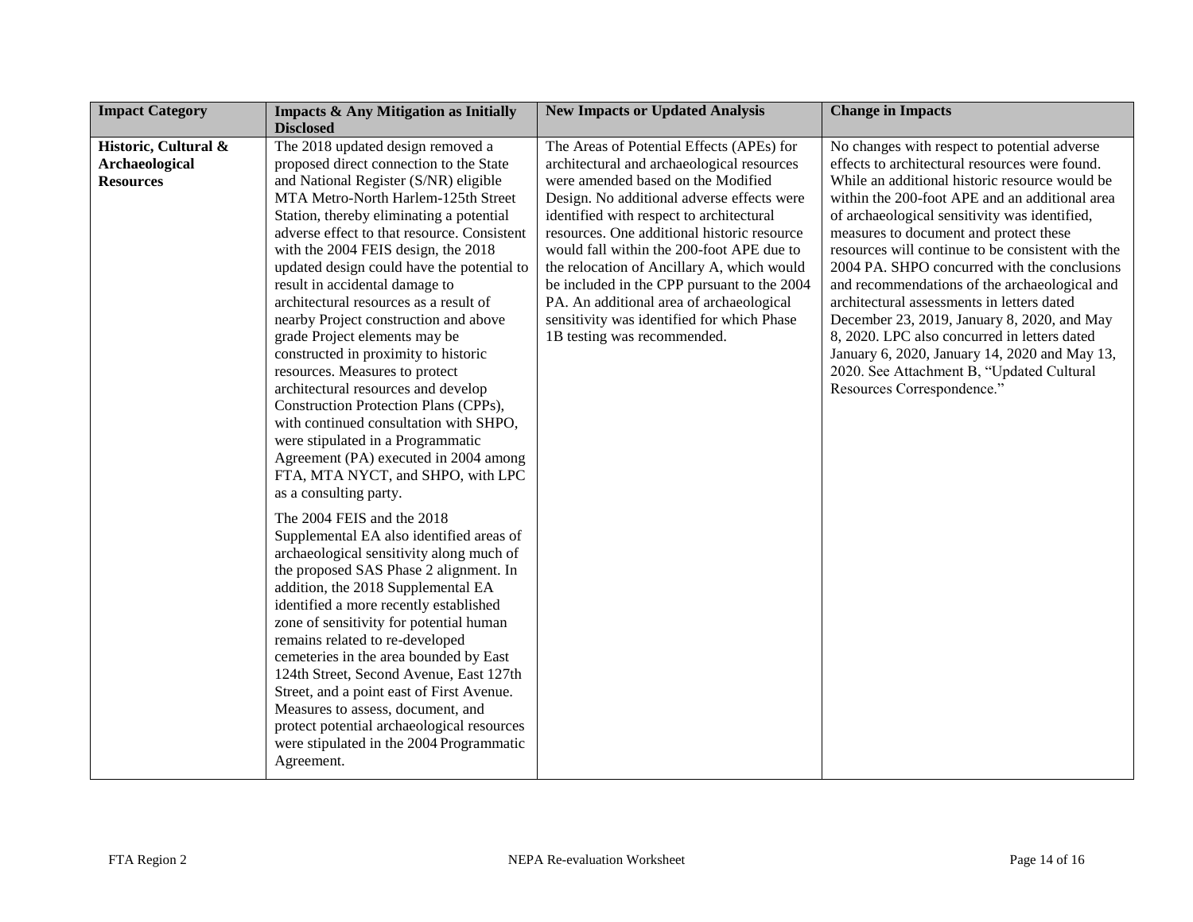| Impact Category | Impacts & Any Mitigation as Initially Disclosed | New Impacts or Updated Analysis | Change in Impacts |
|---|---|---|---|
| **Historic, Cultural & Archaeological Resources** | The 2018 updated design removed a proposed direct connection to the State and National Register (S/NR) eligible MTA Metro-North Harlem-125th Street Station, thereby eliminating a potential adverse effect to that resource. Consistent with the 2004 FEIS design, the 2018 updated design could have the potential to result in accidental damage to architectural resources as a result of nearby Project construction and above grade Project elements may be constructed in proximity to historic resources. Measures to protect architectural resources and develop Construction Protection Plans (CPPs), with continued consultation with SHPO, were stipulated in a Programmatic Agreement (PA) executed in 2004 among FTA, MTA NYCT, and SHPO, with LPC as a consulting party.<br><br>The 2004 FEIS and the 2018 Supplemental EA also identified areas of archaeological sensitivity along much of the proposed SAS Phase 2 alignment. In addition, the 2018 Supplemental EA identified a more recently established zone of sensitivity for potential human remains related to re-developed cemeteries in the area bounded by East 124th Street, Second Avenue, East 127th Street, and a point east of First Avenue. Measures to assess, document, and protect potential archaeological resources were stipulated in the 2004 Programmatic Agreement. | The Areas of Potential Effects (APEs) for architectural and archaeological resources were amended based on the Modified Design. No additional adverse effects were identified with respect to architectural resources. One additional historic resource would fall within the 200-foot APE due to the relocation of Ancillary A, which would be included in the CPP pursuant to the 2004 PA. An additional area of archaeological sensitivity was identified for which Phase 1B testing was recommended. | No changes with respect to potential adverse effects to architectural resources were found. While an additional historic resource would be within the 200-foot APE and an additional area of archaeological sensitivity was identified, measures to document and protect these resources will continue to be consistent with the 2004 PA. SHPO concurred with the conclusions and recommendations of the archaeological and architectural assessments in letters dated December 23, 2019, January 8, 2020, and May 8, 2020. LPC also concurred in letters dated January 6, 2020, January 14, 2020 and May 13, 2020. See Attachment B, "Updated Cultural Resources Correspondence." |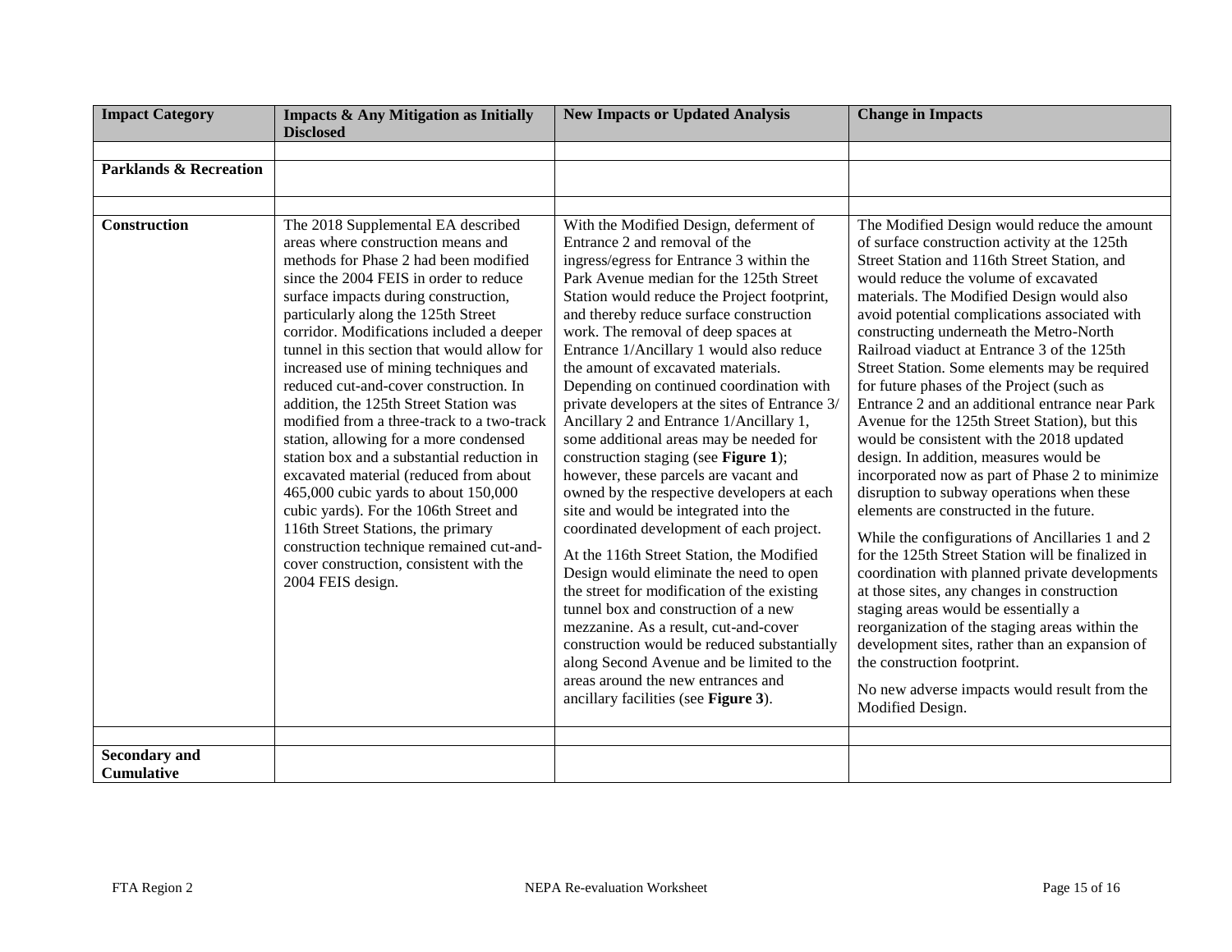| Impact Category | Impacts & Any Mitigation as Initially Disclosed | New Impacts or Updated Analysis | Change in Impacts |
|---|---|---|---|
| | | | |
| **Parklands & Recreation** | | | |
| | | | |
| **Construction** | The 2018 Supplemental EA described areas where construction means and methods for Phase 2 had been modified since the 2004 FEIS in order to reduce surface impacts during construction, particularly along the 125th Street corridor. Modifications included a deeper tunnel in this section that would allow for increased use of mining techniques and reduced cut-and-cover construction. In addition, the 125th Street Station was modified from a three-track to a two-track station, allowing for a more condensed station box and a substantial reduction in excavated material (reduced from about 465,000 cubic yards to about 150,000 cubic yards). For the 106th Street and 116th Street Stations, the primary construction technique remained cut-and-cover construction, consistent with the 2004 FEIS design. | With the Modified Design, deferment of Entrance 2 and removal of the ingress/egress for Entrance 3 within the Park Avenue median for the 125th Street Station would reduce the Project footprint, and thereby reduce surface construction work. The removal of deep spaces at Entrance 1/Ancillary 1 would also reduce the amount of excavated materials. Depending on continued coordination with private developers at the sites of Entrance 3/ Ancillary 2 and Entrance 1/Ancillary 1, some additional areas may be needed for construction staging (see **Figure 1**); however, these parcels are vacant and owned by the respective developers at each site and would be integrated into the coordinated development of each project.<br><br>At the 116th Street Station, the Modified Design would eliminate the need to open the street for modification of the existing tunnel box and construction of a new mezzanine. As a result, cut-and-cover construction would be reduced substantially along Second Avenue and be limited to the areas around the new entrances and ancillary facilities (see **Figure 3**). | The Modified Design would reduce the amount of surface construction activity at the 125th Street Station and 116th Street Station, and would reduce the volume of excavated materials. The Modified Design would also avoid potential complications associated with constructing underneath the Metro-North Railroad viaduct at Entrance 3 of the 125th Street Station. Some elements may be required for future phases of the Project (such as Entrance 2 and an additional entrance near Park Avenue for the 125th Street Station), but this would be consistent with the 2018 updated design. In addition, measures would be incorporated now as part of Phase 2 to minimize disruption to subway operations when these elements are constructed in the future.<br><br>While the configurations of Ancillaries 1 and 2 for the 125th Street Station will be finalized in coordination with planned private developments at those sites, any changes in construction staging areas would be essentially a reorganization of the staging areas within the development sites, rather than an expansion of the construction footprint.<br><br>No new adverse impacts would result from the Modified Design. |
| | | | |
| **Secondary and Cumulative** | | | |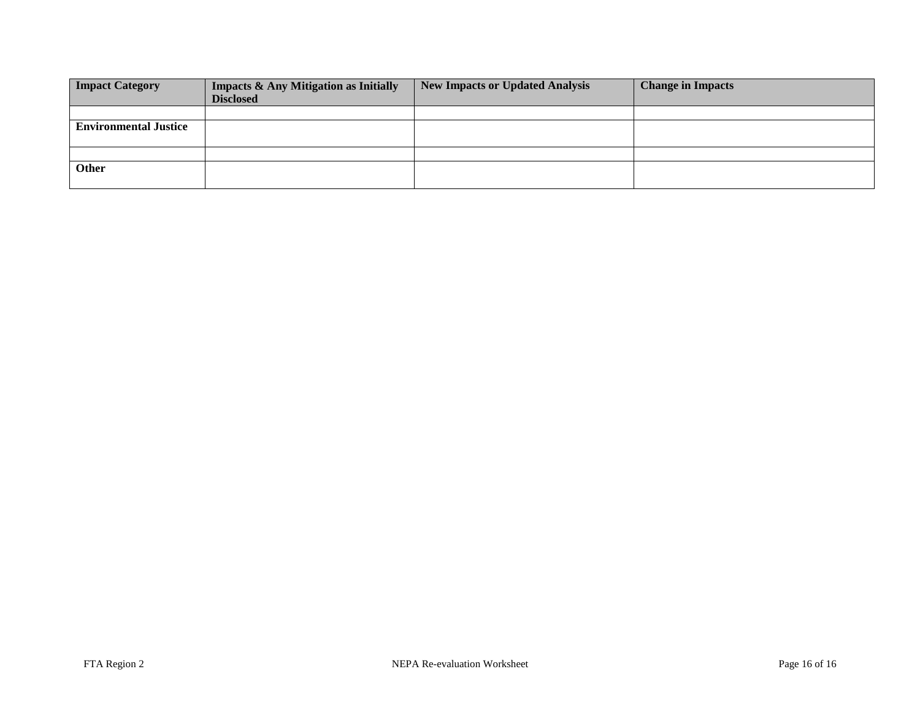| Impact Category | Impacts & Any Mitigation as Initially Disclosed | New Impacts or Updated Analysis | Change in Impacts |
|---|---|---|---|
| | | | |
| **Environmental Justice** | | | |
| | | | |
| **Other** | | | |